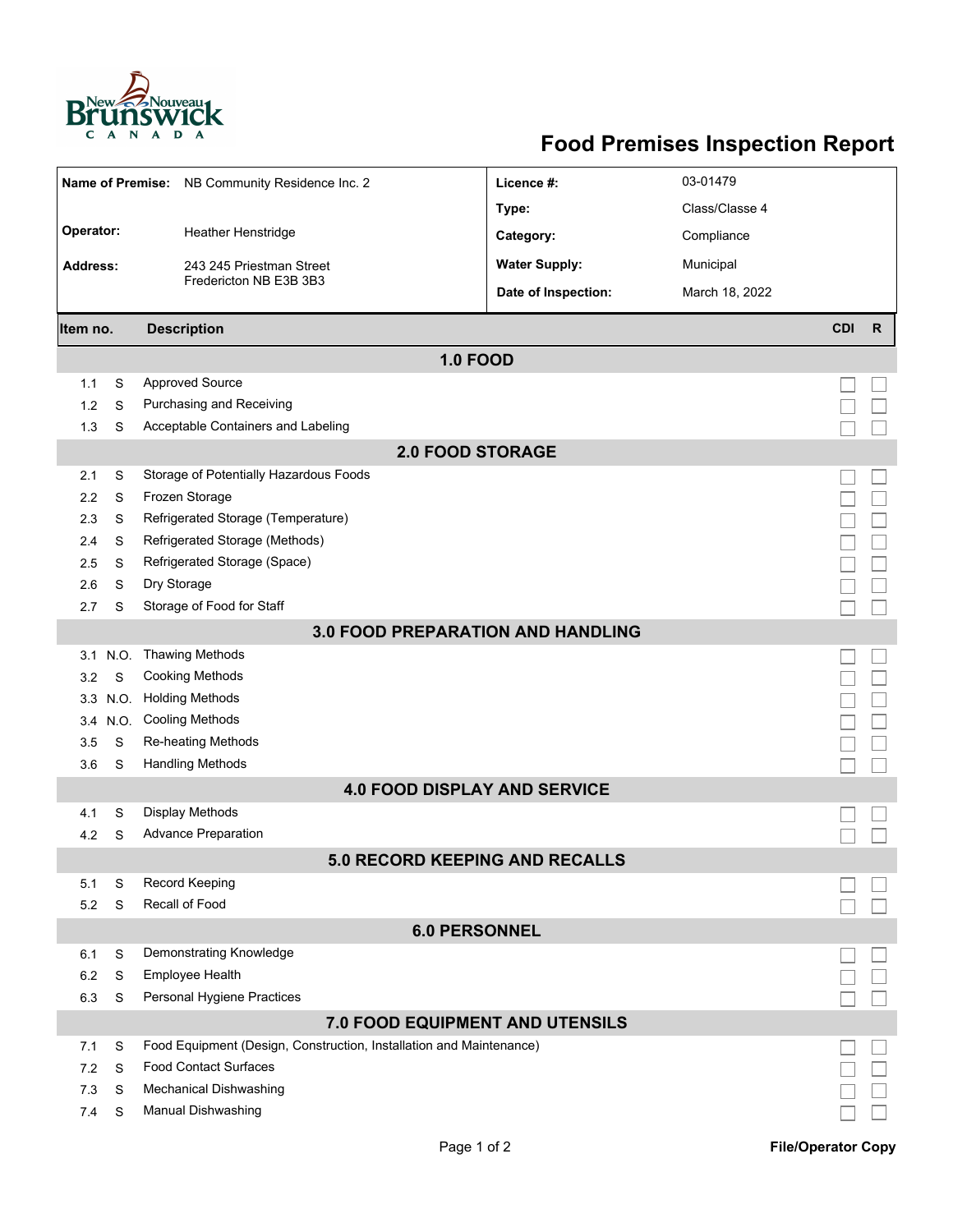# Food Premises Inspection Report

| | | | |
|---|---|---|---|
| **Name of Premise:** | NB Community Residence Inc. 2 | **Licence #:** | 03-01479 |
| | | **Type:** | Class/Classe 4 |
| **Operator:** | Heather Henstridge | **Category:** | Compliance |
| **Address:** | 243 245 Priestman Street<br>Fredericton NB E3B 3B3 | **Water Supply:** | Municipal |
| | | **Date of Inspection:** | March 18, 2022 |

| Item no. | | Description | CDI | R |
|---|---|---|---|---|
| **1.0 FOOD** | | | | |
| 1.1 | S | Approved Source | ☐ | ☐ |
| 1.2 | S | Purchasing and Receiving | ☐ | ☐ |
| 1.3 | S | Acceptable Containers and Labeling | ☐ | ☐ |
| **2.0 FOOD STORAGE** | | | | |
| 2.1 | S | Storage of Potentially Hazardous Foods | ☐ | ☐ |
| 2.2 | S | Frozen Storage | ☐ | ☐ |
| 2.3 | S | Refrigerated Storage (Temperature) | ☐ | ☐ |
| 2.4 | S | Refrigerated Storage (Methods) | ☐ | ☐ |
| 2.5 | S | Refrigerated Storage (Space) | ☐ | ☐ |
| 2.6 | S | Dry Storage | ☐ | ☐ |
| 2.7 | S | Storage of Food for Staff | ☐ | ☐ |
| **3.0 FOOD PREPARATION AND HANDLING** | | | | |
| 3.1 | N.O. | Thawing Methods | ☐ | ☐ |
| 3.2 | S | Cooking Methods | ☐ | ☐ |
| 3.3 | N.O. | Holding Methods | ☐ | ☐ |
| 3.4 | N.O. | Cooling Methods | ☐ | ☐ |
| 3.5 | S | Re-heating Methods | ☐ | ☐ |
| 3.6 | S | Handling Methods | ☐ | ☐ |
| **4.0 FOOD DISPLAY AND SERVICE** | | | | |
| 4.1 | S | Display Methods | ☐ | ☐ |
| 4.2 | S | Advance Preparation | ☐ | ☐ |
| **5.0 RECORD KEEPING AND RECALLS** | | | | |
| 5.1 | S | Record Keeping | ☐ | ☐ |
| 5.2 | S | Recall of Food | ☐ | ☐ |
| **6.0 PERSONNEL** | | | | |
| 6.1 | S | Demonstrating Knowledge | ☐ | ☐ |
| 6.2 | S | Employee Health | ☐ | ☐ |
| 6.3 | S | Personal Hygiene Practices | ☐ | ☐ |
| **7.0 FOOD EQUIPMENT AND UTENSILS** | | | | |
| 7.1 | S | Food Equipment (Design, Construction, Installation and Maintenance) | ☐ | ☐ |
| 7.2 | S | Food Contact Surfaces | ☐ | ☐ |
| 7.3 | S | Mechanical Dishwashing | ☐ | ☐ |
| 7.4 | S | Manual Dishwashing | ☐ | ☐ |

File/Operator Copy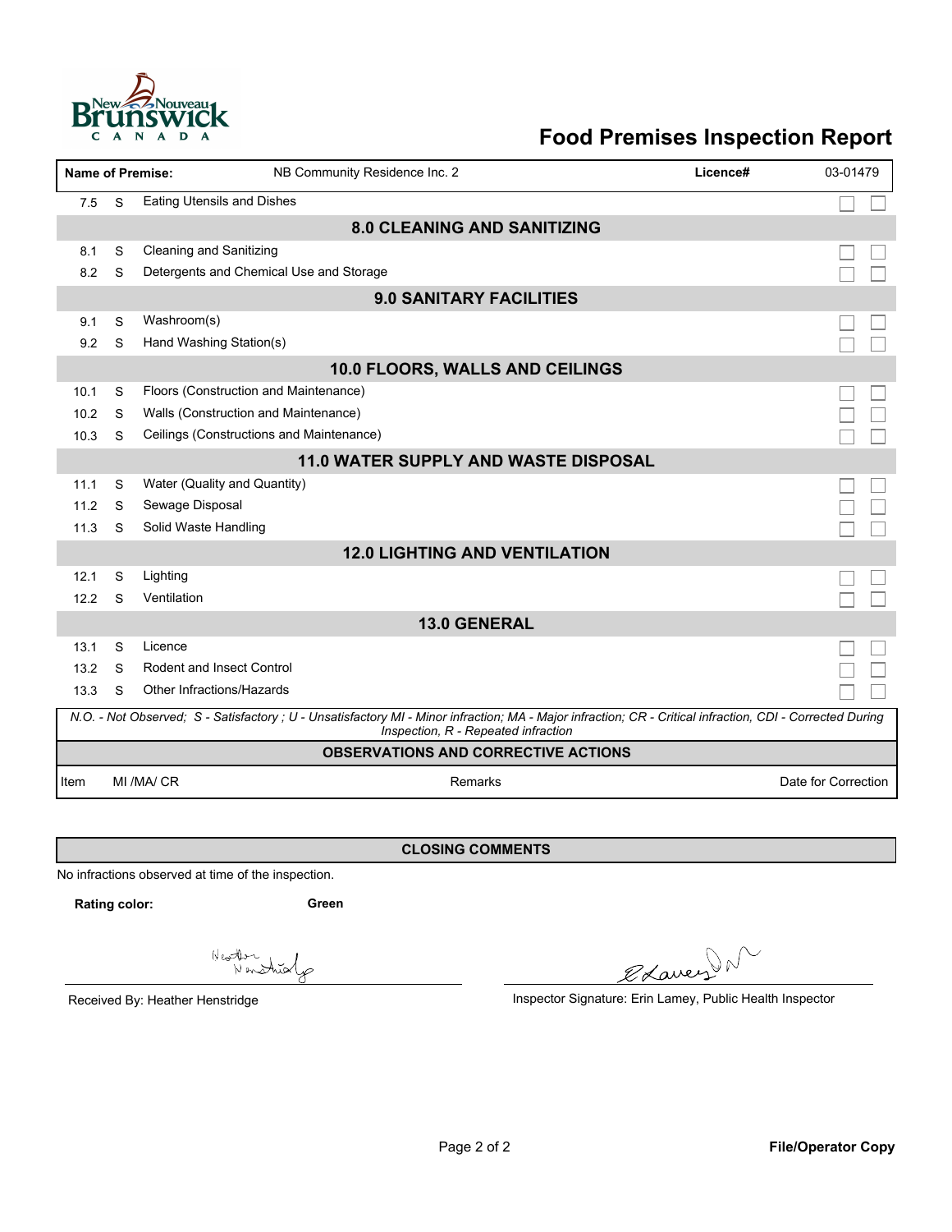# Food Premises Inspection Report

| Name of Premise: | NB Community Residence Inc. 2 | Licence# | 03-01479 |
|---|---|---|---|

| | | | | |
|---|---|---|---|---|
| 7.5 | S | Eating Utensils and Dishes | | |
| **8.0 CLEANING AND SANITIZING** | | | | |
| 8.1 | S | Cleaning and Sanitizing | | |
| 8.2 | S | Detergents and Chemical Use and Storage | | |
| **9.0 SANITARY FACILITIES** | | | | |
| 9.1 | S | Washroom(s) | | |
| 9.2 | S | Hand Washing Station(s) | | |
| **10.0 FLOORS, WALLS AND CEILINGS** | | | | |
| 10.1 | S | Floors (Construction and Maintenance) | | |
| 10.2 | S | Walls (Construction and Maintenance) | | |
| 10.3 | S | Ceilings (Constructions and Maintenance) | | |
| **11.0 WATER SUPPLY AND WASTE DISPOSAL** | | | | |
| 11.1 | S | Water (Quality and Quantity) | | |
| 11.2 | S | Sewage Disposal | | |
| 11.3 | S | Solid Waste Handling | | |
| **12.0 LIGHTING AND VENTILATION** | | | | |
| 12.1 | S | Lighting | | |
| 12.2 | S | Ventilation | | |
| **13.0 GENERAL** | | | | |
| 13.1 | S | Licence | | |
| 13.2 | S | Rodent and Insect Control | | |
| 13.3 | S | Other Infractions/Hazards | | |

*N.O. - Not Observed; S - Satisfactory ; U - Unsatisfactory MI - Minor infraction; MA - Major infraction; CR - Critical infraction, CDI - Corrected During Inspection, R - Repeated infraction*

**OBSERVATIONS AND CORRECTIVE ACTIONS**

| Item | MI /MA/ CR | Remarks | Date for Correction |
|---|---|---|---|

**CLOSING COMMENTS**

No infractions observed at time of the inspection.

**Rating color:** **Green**

Received By: Heather Henstridge

Inspector Signature: Erin Lamey, Public Health Inspector

**File/Operator Copy**